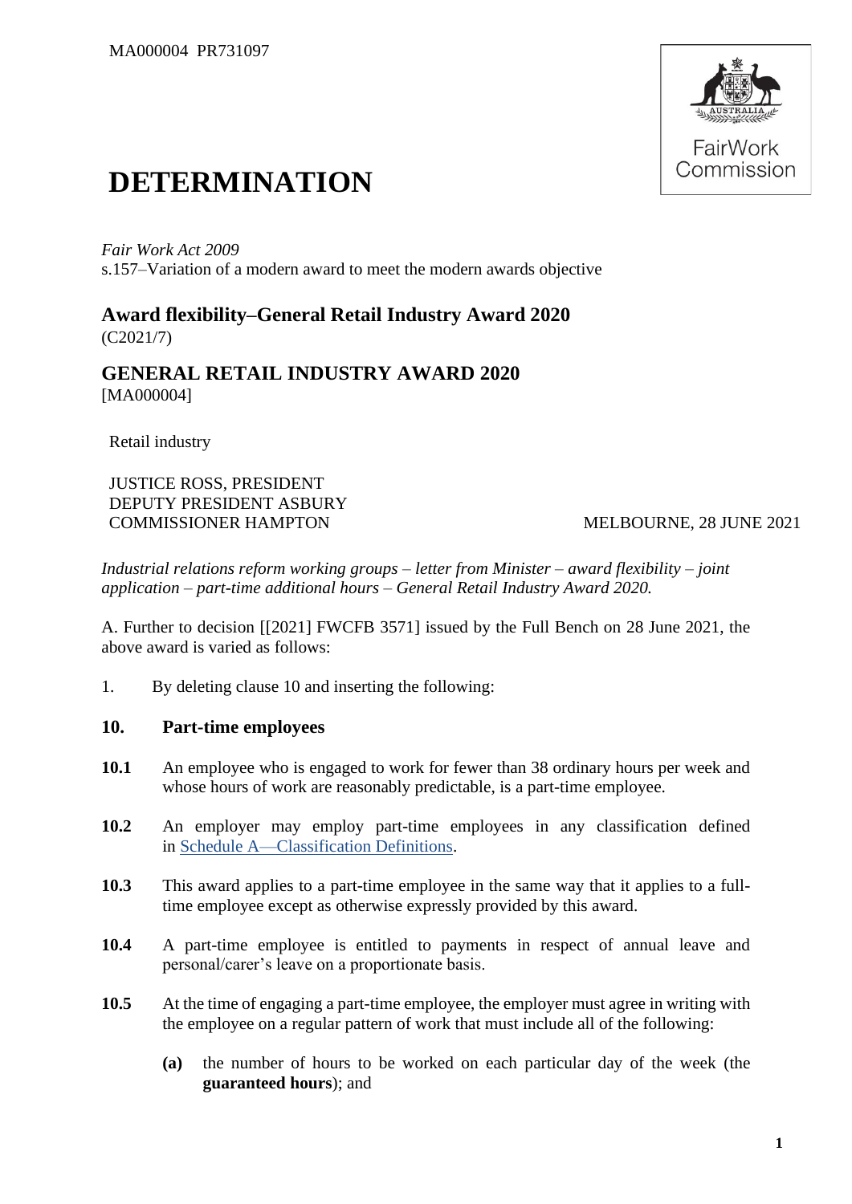MA000004 PR731097

# DETERMINATION

*Fair Work Act 2009*
s.157–Variation of a modern award to meet the modern awards objective

## Award flexibility–General Retail Industry Award 2020

(C2021/7)

## GENERAL RETAIL INDUSTRY AWARD 2020

[MA000004]

Retail industry

JUSTICE ROSS, PRESIDENT
DEPUTY PRESIDENT ASBURY
COMMISSIONER HAMPTON

MELBOURNE, 28 JUNE 2021

*Industrial relations reform working groups – letter from Minister – award flexibility – joint application – part-time additional hours – General Retail Industry Award 2020.*

A. Further to decision [[2021] FWCFB 3571] issued by the Full Bench on 28 June 2021, the above award is varied as follows:

1. By deleting clause 10 and inserting the following:

### 10. Part-time employees

**10.1** An employee who is engaged to work for fewer than 38 ordinary hours per week and whose hours of work are reasonably predictable, is a part-time employee.

**10.2** An employer may employ part-time employees in any classification defined in Schedule A—Classification Definitions.

**10.3** This award applies to a part-time employee in the same way that it applies to a full-time employee except as otherwise expressly provided by this award.

**10.4** A part-time employee is entitled to payments in respect of annual leave and personal/carer's leave on a proportionate basis.

**10.5** At the time of engaging a part-time employee, the employer must agree in writing with the employee on a regular pattern of work that must include all of the following:

**(a)** the number of hours to be worked on each particular day of the week (the **guaranteed hours**); and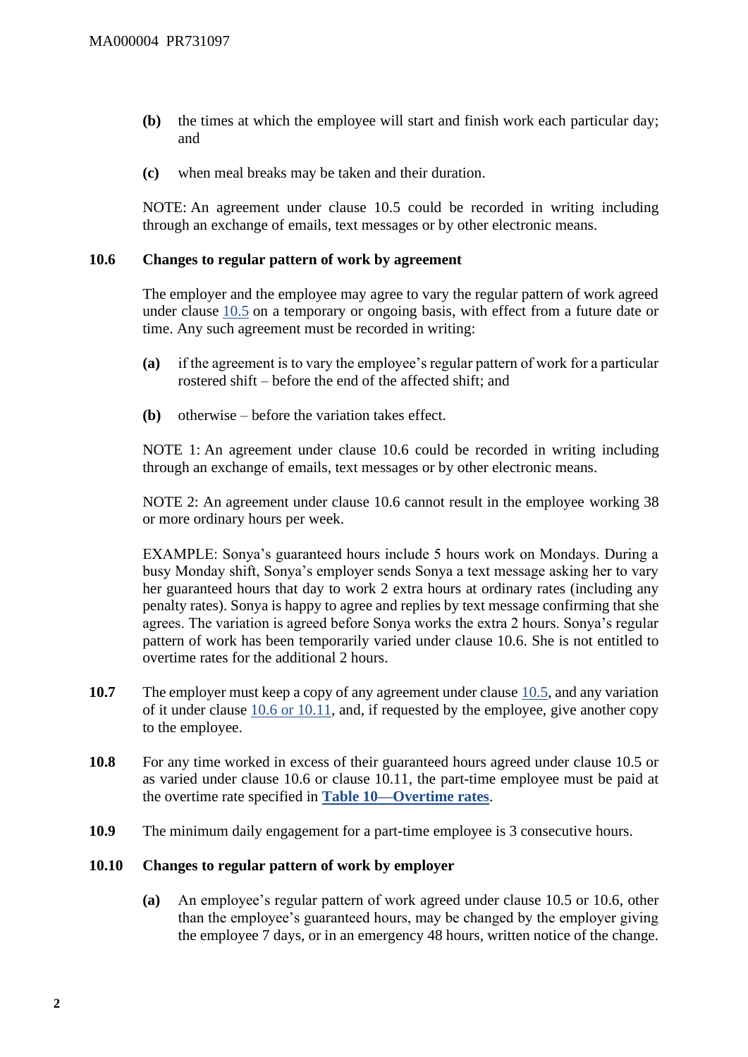**(b)** the times at which the employee will start and finish work each particular day; and

**(c)** when meal breaks may be taken and their duration.

NOTE: An agreement under clause 10.5 could be recorded in writing including through an exchange of emails, text messages or by other electronic means.

### 10.6 Changes to regular pattern of work by agreement

The employer and the employee may agree to vary the regular pattern of work agreed under clause 10.5 on a temporary or ongoing basis, with effect from a future date or time. Any such agreement must be recorded in writing:

**(a)** if the agreement is to vary the employee's regular pattern of work for a particular rostered shift – before the end of the affected shift; and

**(b)** otherwise – before the variation takes effect.

NOTE 1: An agreement under clause 10.6 could be recorded in writing including through an exchange of emails, text messages or by other electronic means.

NOTE 2: An agreement under clause 10.6 cannot result in the employee working 38 or more ordinary hours per week.

EXAMPLE: Sonya's guaranteed hours include 5 hours work on Mondays. During a busy Monday shift, Sonya's employer sends Sonya a text message asking her to vary her guaranteed hours that day to work 2 extra hours at ordinary rates (including any penalty rates). Sonya is happy to agree and replies by text message confirming that she agrees. The variation is agreed before Sonya works the extra 2 hours. Sonya's regular pattern of work has been temporarily varied under clause 10.6. She is not entitled to overtime rates for the additional 2 hours.

**10.7** The employer must keep a copy of any agreement under clause 10.5, and any variation of it under clause 10.6 or 10.11, and, if requested by the employee, give another copy to the employee.

**10.8** For any time worked in excess of their guaranteed hours agreed under clause 10.5 or as varied under clause 10.6 or clause 10.11, the part-time employee must be paid at the overtime rate specified in **Table 10—Overtime rates**.

**10.9** The minimum daily engagement for a part-time employee is 3 consecutive hours.

### 10.10 Changes to regular pattern of work by employer

**(a)** An employee's regular pattern of work agreed under clause 10.5 or 10.6, other than the employee's guaranteed hours, may be changed by the employer giving the employee 7 days, or in an emergency 48 hours, written notice of the change.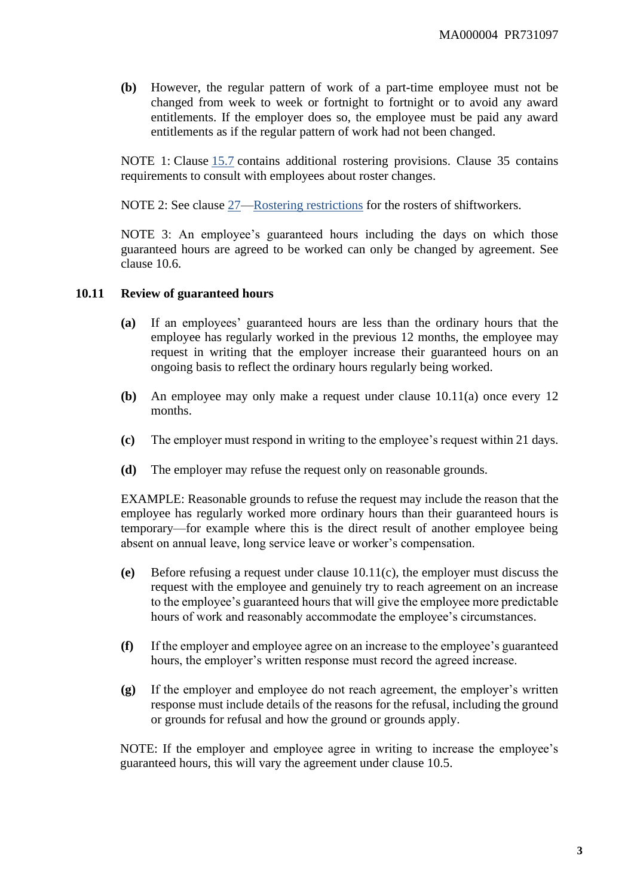**(b)** However, the regular pattern of work of a part-time employee must not be changed from week to week or fortnight to fortnight or to avoid any award entitlements. If the employer does so, the employee must be paid any award entitlements as if the regular pattern of work had not been changed.

NOTE 1: Clause 15.7 contains additional rostering provisions. Clause 35 contains requirements to consult with employees about roster changes.

NOTE 2: See clause 27—Rostering restrictions for the rosters of shiftworkers.

NOTE 3: An employee's guaranteed hours including the days on which those guaranteed hours are agreed to be worked can only be changed by agreement. See clause 10.6.

### 10.11 Review of guaranteed hours

**(a)** If an employees' guaranteed hours are less than the ordinary hours that the employee has regularly worked in the previous 12 months, the employee may request in writing that the employer increase their guaranteed hours on an ongoing basis to reflect the ordinary hours regularly being worked.

**(b)** An employee may only make a request under clause 10.11(a) once every 12 months.

**(c)** The employer must respond in writing to the employee's request within 21 days.

**(d)** The employer may refuse the request only on reasonable grounds.

EXAMPLE: Reasonable grounds to refuse the request may include the reason that the employee has regularly worked more ordinary hours than their guaranteed hours is temporary—for example where this is the direct result of another employee being absent on annual leave, long service leave or worker's compensation.

**(e)** Before refusing a request under clause 10.11(c), the employer must discuss the request with the employee and genuinely try to reach agreement on an increase to the employee's guaranteed hours that will give the employee more predictable hours of work and reasonably accommodate the employee's circumstances.

**(f)** If the employer and employee agree on an increase to the employee's guaranteed hours, the employer's written response must record the agreed increase.

**(g)** If the employer and employee do not reach agreement, the employer's written response must include details of the reasons for the refusal, including the ground or grounds for refusal and how the ground or grounds apply.

NOTE: If the employer and employee agree in writing to increase the employee's guaranteed hours, this will vary the agreement under clause 10.5.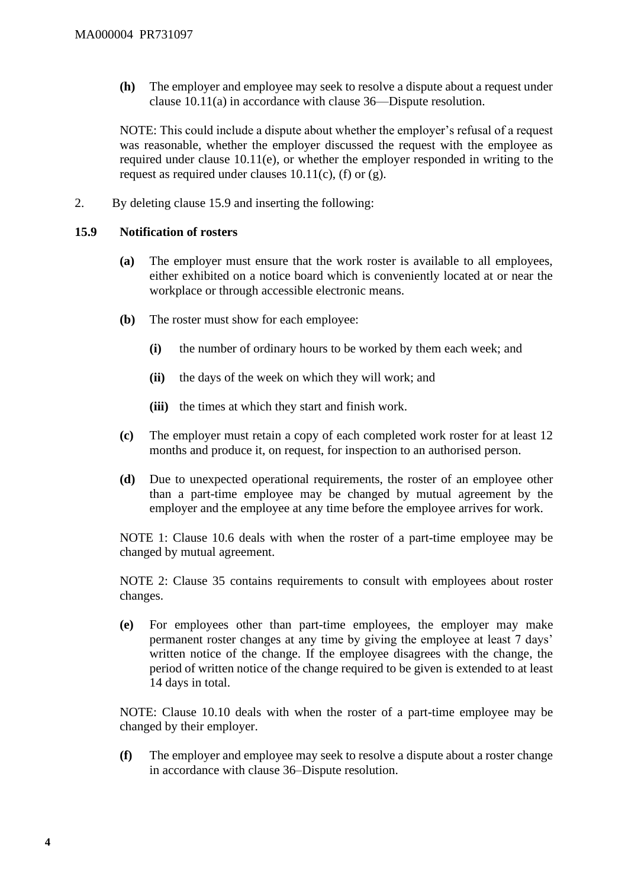**(h)** The employer and employee may seek to resolve a dispute about a request under clause 10.11(a) in accordance with clause 36—Dispute resolution.

NOTE: This could include a dispute about whether the employer's refusal of a request was reasonable, whether the employer discussed the request with the employee as required under clause 10.11(e), or whether the employer responded in writing to the request as required under clauses 10.11(c), (f) or (g).

2. By deleting clause 15.9 and inserting the following:

**15.9 Notification of rosters**

**(a)** The employer must ensure that the work roster is available to all employees, either exhibited on a notice board which is conveniently located at or near the workplace or through accessible electronic means.

**(b)** The roster must show for each employee:

**(i)** the number of ordinary hours to be worked by them each week; and

**(ii)** the days of the week on which they will work; and

**(iii)** the times at which they start and finish work.

**(c)** The employer must retain a copy of each completed work roster for at least 12 months and produce it, on request, for inspection to an authorised person.

**(d)** Due to unexpected operational requirements, the roster of an employee other than a part-time employee may be changed by mutual agreement by the employer and the employee at any time before the employee arrives for work.

NOTE 1: Clause 10.6 deals with when the roster of a part-time employee may be changed by mutual agreement.

NOTE 2: Clause 35 contains requirements to consult with employees about roster changes.

**(e)** For employees other than part-time employees, the employer may make permanent roster changes at any time by giving the employee at least 7 days' written notice of the change. If the employee disagrees with the change, the period of written notice of the change required to be given is extended to at least 14 days in total.

NOTE: Clause 10.10 deals with when the roster of a part-time employee may be changed by their employer.

**(f)** The employer and employee may seek to resolve a dispute about a roster change in accordance with clause 36–Dispute resolution.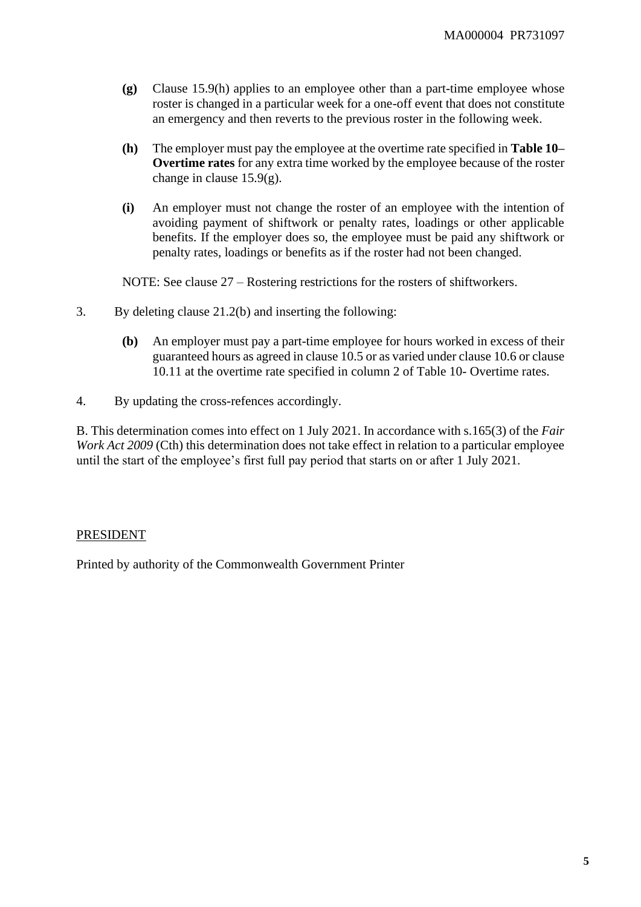- **(g)** Clause 15.9(h) applies to an employee other than a part-time employee whose roster is changed in a particular week for a one-off event that does not constitute an emergency and then reverts to the previous roster in the following week.

- **(h)** The employer must pay the employee at the overtime rate specified in **Table 10– Overtime rates** for any extra time worked by the employee because of the roster change in clause 15.9(g).

- **(i)** An employer must not change the roster of an employee with the intention of avoiding payment of shiftwork or penalty rates, loadings or other applicable benefits. If the employer does so, the employee must be paid any shiftwork or penalty rates, loadings or benefits as if the roster had not been changed.

NOTE: See clause 27 – Rostering restrictions for the rosters of shiftworkers.

3. By deleting clause 21.2(b) and inserting the following:

   - **(b)** An employer must pay a part-time employee for hours worked in excess of their guaranteed hours as agreed in clause 10.5 or as varied under clause 10.6 or clause 10.11 at the overtime rate specified in column 2 of Table 10- Overtime rates.

4. By updating the cross-refences accordingly.

B. This determination comes into effect on 1 July 2021. In accordance with s.165(3) of the *Fair Work Act 2009* (Cth) this determination does not take effect in relation to a particular employee until the start of the employee's first full pay period that starts on or after 1 July 2021.

PRESIDENT

Printed by authority of the Commonwealth Government Printer